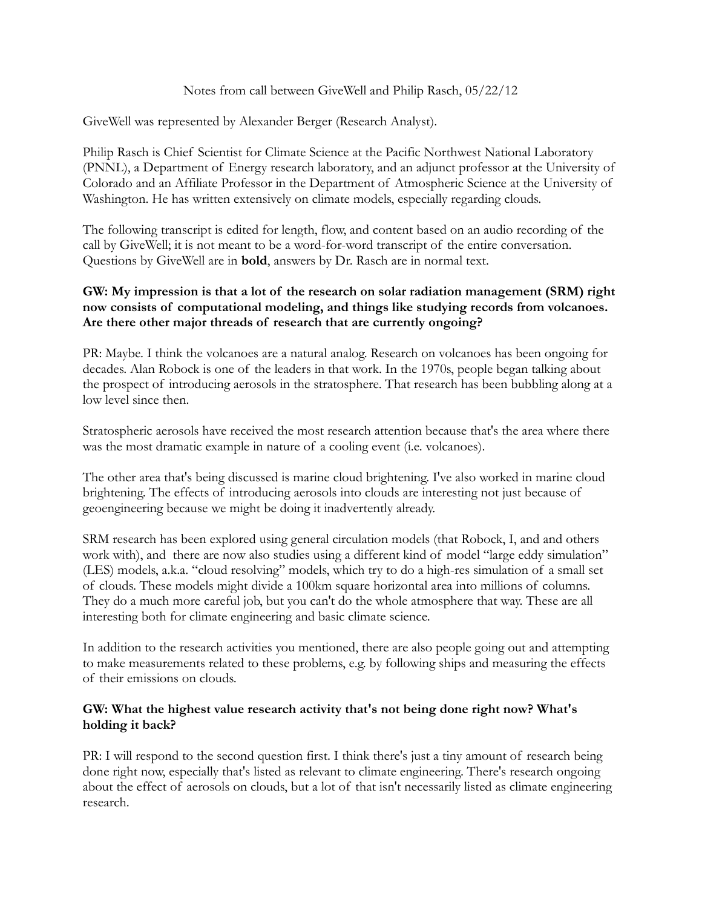Notes from call between GiveWell and Philip Rasch, 05/22/12

GiveWell was represented by Alexander Berger (Research Analyst).

Philip Rasch is Chief Scientist for Climate Science at the Pacific Northwest National Laboratory (PNNL), a Department of Energy research laboratory, and an adjunct professor at the University of Colorado and an Affiliate Professor in the Department of Atmospheric Science at the University of Washington. He has written extensively on climate models, especially regarding clouds.

The following transcript is edited for length, flow, and content based on an audio recording of the call by GiveWell; it is not meant to be a word-for-word transcript of the entire conversation. Questions by GiveWell are in **bold**, answers by Dr. Rasch are in normal text.

**GW: My impression is that a lot of the research on solar radiation management (SRM) right now consists of computational modeling, and things like studying records from volcanoes. Are there other major threads of research that are currently ongoing?**

PR: Maybe. I think the volcanoes are a natural analog. Research on volcanoes has been ongoing for decades. Alan Robock is one of the leaders in that work. In the 1970s, people began talking about the prospect of introducing aerosols in the stratosphere. That research has been bubbling along at a low level since then.

Stratospheric aerosols have received the most research attention because that's the area where there was the most dramatic example in nature of a cooling event (i.e. volcanoes).

The other area that's being discussed is marine cloud brightening. I've also worked in marine cloud brightening. The effects of introducing aerosols into clouds are interesting not just because of geoengineering because we might be doing it inadvertently already.

SRM research has been explored using general circulation models (that Robock, I, and and others work with), and there are now also studies using a different kind of model "large eddy simulation" (LES) models, a.k.a. "cloud resolving" models, which try to do a high-res simulation of a small set of clouds. These models might divide a 100km square horizontal area into millions of columns. They do a much more careful job, but you can't do the whole atmosphere that way. These are all interesting both for climate engineering and basic climate science.

In addition to the research activities you mentioned, there are also people going out and attempting to make measurements related to these problems, e.g. by following ships and measuring the effects of their emissions on clouds.

**GW: What the highest value research activity that's not being done right now? What's holding it back?**

PR: I will respond to the second question first. I think there's just a tiny amount of research being done right now, especially that's listed as relevant to climate engineering. There's research ongoing about the effect of aerosols on clouds, but a lot of that isn't necessarily listed as climate engineering research.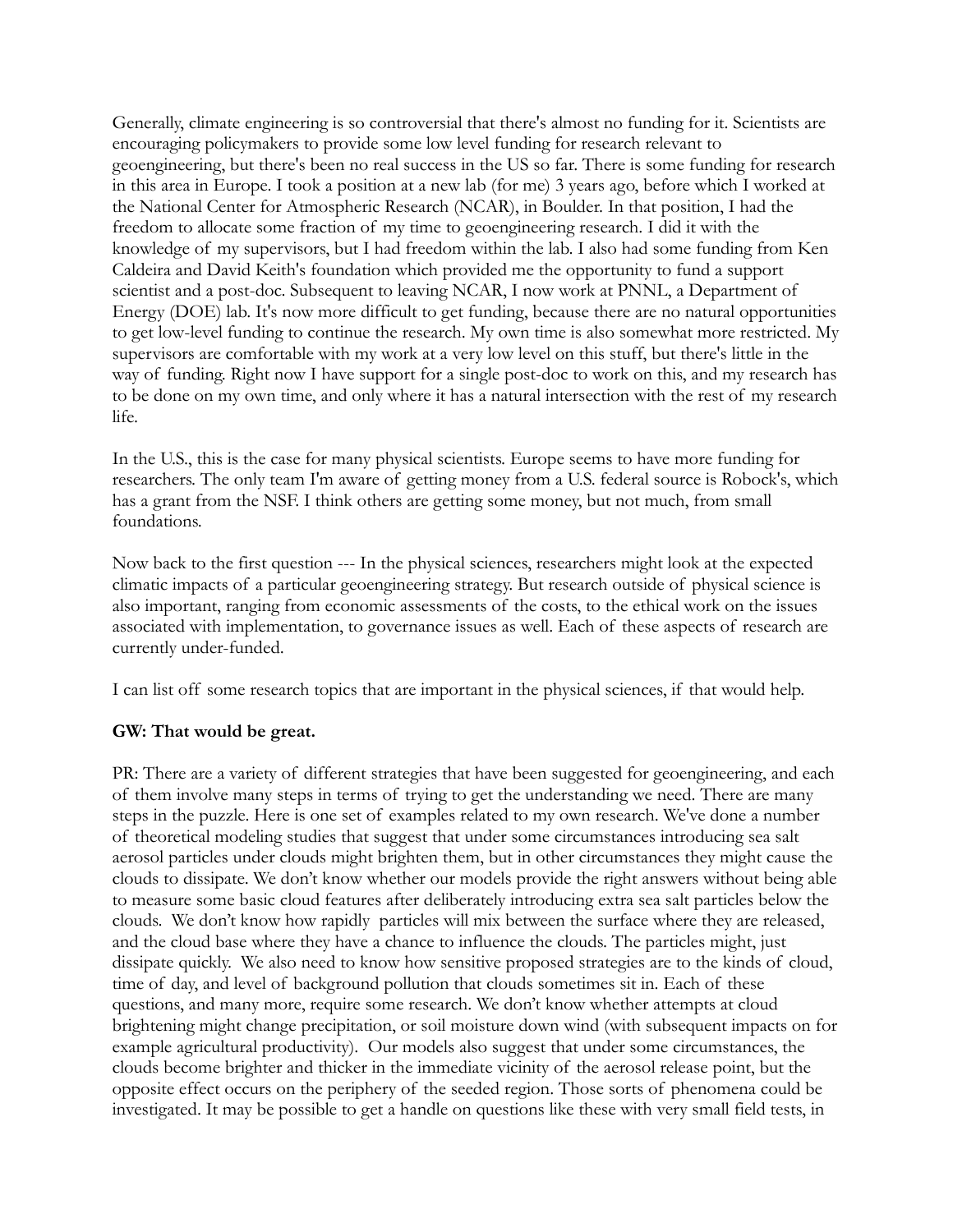Generally, climate engineering is so controversial that there's almost no funding for it. Scientists are encouraging policymakers to provide some low level funding for research relevant to geoengineering, but there's been no real success in the US so far. There is some funding for research in this area in Europe. I took a position at a new lab (for me) 3 years ago, before which I worked at the National Center for Atmospheric Research (NCAR), in Boulder. In that position, I had the freedom to allocate some fraction of my time to geoengineering research. I did it with the knowledge of my supervisors, but I had freedom within the lab. I also had some funding from Ken Caldeira and David Keith's foundation which provided me the opportunity to fund a support scientist and a post-doc. Subsequent to leaving NCAR, I now work at PNNL, a Department of Energy (DOE) lab. It's now more difficult to get funding, because there are no natural opportunities to get low-level funding to continue the research. My own time is also somewhat more restricted. My supervisors are comfortable with my work at a very low level on this stuff, but there's little in the way of funding. Right now I have support for a single post-doc to work on this, and my research has to be done on my own time, and only where it has a natural intersection with the rest of my research life.

In the U.S., this is the case for many physical scientists. Europe seems to have more funding for researchers. The only team I'm aware of getting money from a U.S. federal source is Robock's, which has a grant from the NSF. I think others are getting some money, but not much, from small foundations.

Now back to the first question --- In the physical sciences, researchers might look at the expected climatic impacts of a particular geoengineering strategy. But research outside of physical science is also important, ranging from economic assessments of the costs, to the ethical work on the issues associated with implementation, to governance issues as well. Each of these aspects of research are currently under-funded.

I can list off some research topics that are important in the physical sciences, if that would help.

**GW: That would be great.**

PR: There are a variety of different strategies that have been suggested for geoengineering, and each of them involve many steps in terms of trying to get the understanding we need. There are many steps in the puzzle. Here is one set of examples related to my own research. We've done a number of theoretical modeling studies that suggest that under some circumstances introducing sea salt aerosol particles under clouds might brighten them, but in other circumstances they might cause the clouds to dissipate. We don't know whether our models provide the right answers without being able to measure some basic cloud features after deliberately introducing extra sea salt particles below the clouds. We don't know how rapidly particles will mix between the surface where they are released, and the cloud base where they have a chance to influence the clouds. The particles might, just dissipate quickly. We also need to know how sensitive proposed strategies are to the kinds of cloud, time of day, and level of background pollution that clouds sometimes sit in. Each of these questions, and many more, require some research. We don't know whether attempts at cloud brightening might change precipitation, or soil moisture down wind (with subsequent impacts on for example agricultural productivity). Our models also suggest that under some circumstances, the clouds become brighter and thicker in the immediate vicinity of the aerosol release point, but the opposite effect occurs on the periphery of the seeded region. Those sorts of phenomena could be investigated. It may be possible to get a handle on questions like these with very small field tests, in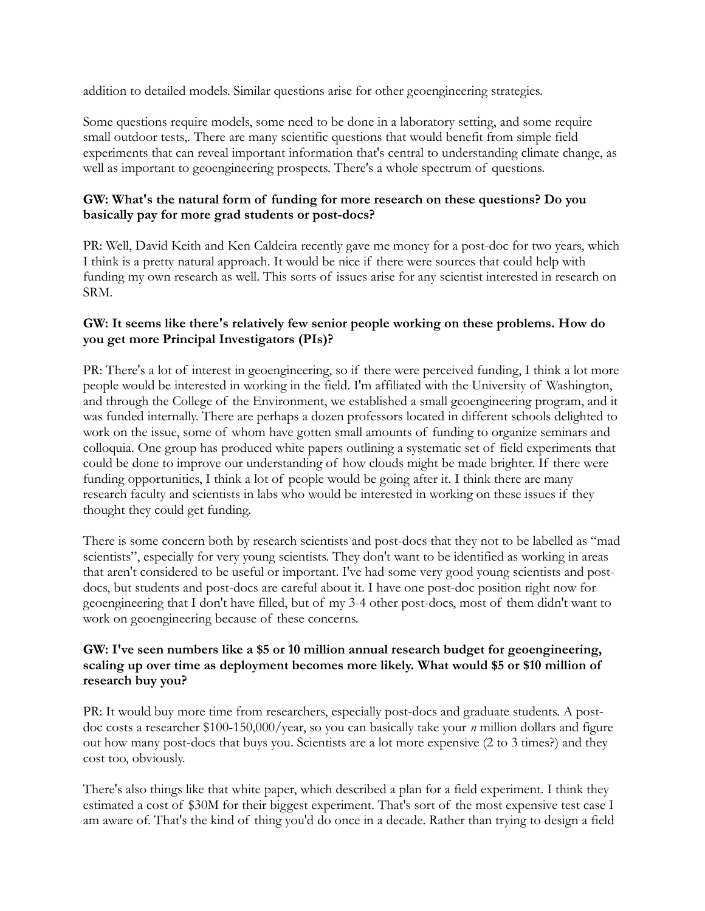addition to detailed models. Similar questions arise for other geoengineering strategies.

Some questions require models, some need to be done in a laboratory setting, and some require small outdoor tests,. There are many scientific questions that would benefit from simple field experiments that can reveal important information that's central to understanding climate change, as well as important to geoengineering prospects. There's a whole spectrum of questions.

**GW: What's the natural form of funding for more research on these questions? Do you basically pay for more grad students or post-docs?**

PR: Well, David Keith and Ken Caldeira recently gave me money for a post-doc for two years, which I think is a pretty natural approach. It would be nice if there were sources that could help with funding my own research as well. This sorts of issues arise for any scientist interested in research on SRM.

**GW: It seems like there's relatively few senior people working on these problems. How do you get more Principal Investigators (PIs)?**

PR: There's a lot of interest in geoengineering, so if there were perceived funding, I think a lot more people would be interested in working in the field. I'm affiliated with the University of Washington, and through the College of the Environment, we established a small geoengineering program, and it was funded internally. There are perhaps a dozen professors located in different schools delighted to work on the issue, some of whom have gotten small amounts of funding to organize seminars and colloquia. One group has produced white papers outlining a systematic set of field experiments that could be done to improve our understanding of how clouds might be made brighter. If there were funding opportunities, I think a lot of people would be going after it. I think there are many research faculty and scientists in labs who would be interested in working on these issues if they thought they could get funding.

There is some concern both by research scientists and post-docs that they not to be labelled as "mad scientists", especially for very young scientists. They don't want to be identified as working in areas that aren't considered to be useful or important. I've had some very good young scientists and post-docs, but students and post-docs are careful about it. I have one post-doc position right now for geoengineering that I don't have filled, but of my 3-4 other post-docs, most of them didn't want to work on geoengineering because of these concerns.

**GW: I've seen numbers like a $5 or 10 million annual research budget for geoengineering, scaling up over time as deployment becomes more likely. What would $5 or $10 million of research buy you?**

PR: It would buy more time from researchers, especially post-docs and graduate students. A post-doc costs a researcher $100-150,000/year, so you can basically take your *n* million dollars and figure out how many post-docs that buys you. Scientists are a lot more expensive (2 to 3 times?) and they cost too, obviously.

There's also things like that white paper, which described a plan for a field experiment. I think they estimated a cost of $30M for their biggest experiment. That's sort of the most expensive test case I am aware of. That's the kind of thing you'd do once in a decade. Rather than trying to design a field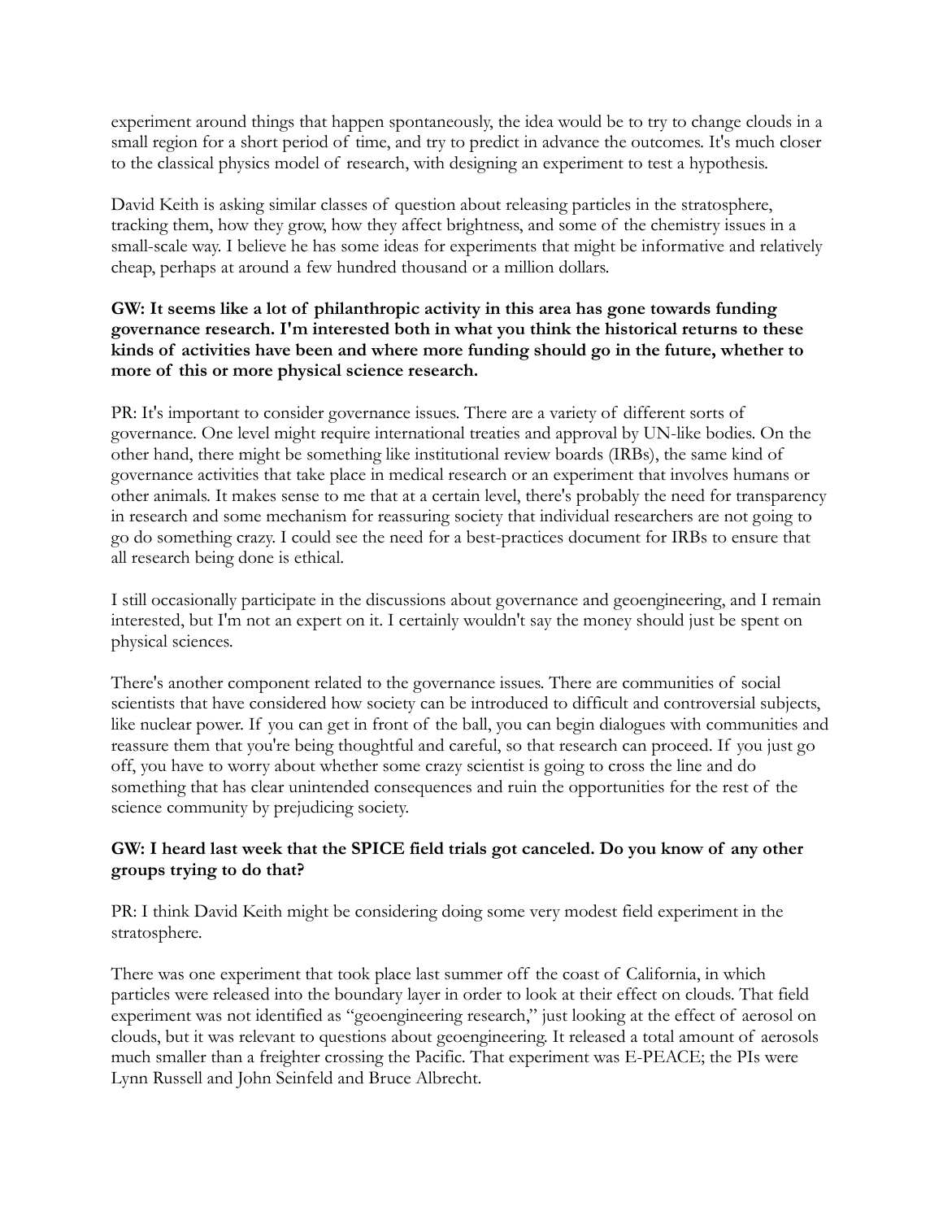experiment around things that happen spontaneously, the idea would be to try to change clouds in a small region for a short period of time, and try to predict in advance the outcomes. It's much closer to the classical physics model of research, with designing an experiment to test a hypothesis.

David Keith is asking similar classes of question about releasing particles in the stratosphere, tracking them, how they grow, how they affect brightness, and some of the chemistry issues in a small-scale way. I believe he has some ideas for experiments that might be informative and relatively cheap, perhaps at around a few hundred thousand or a million dollars.

**GW: It seems like a lot of philanthropic activity in this area has gone towards funding governance research. I'm interested both in what you think the historical returns to these kinds of activities have been and where more funding should go in the future, whether to more of this or more physical science research.**

PR: It's important to consider governance issues. There are a variety of different sorts of governance. One level might require international treaties and approval by UN-like bodies. On the other hand, there might be something like institutional review boards (IRBs), the same kind of governance activities that take place in medical research or an experiment that involves humans or other animals. It makes sense to me that at a certain level, there's probably the need for transparency in research and some mechanism for reassuring society that individual researchers are not going to go do something crazy. I could see the need for a best-practices document for IRBs to ensure that all research being done is ethical.

I still occasionally participate in the discussions about governance and geoengineering, and I remain interested, but I'm not an expert on it. I certainly wouldn't say the money should just be spent on physical sciences.

There's another component related to the governance issues. There are communities of social scientists that have considered how society can be introduced to difficult and controversial subjects, like nuclear power. If you can get in front of the ball, you can begin dialogues with communities and reassure them that you're being thoughtful and careful, so that research can proceed. If you just go off, you have to worry about whether some crazy scientist is going to cross the line and do something that has clear unintended consequences and ruin the opportunities for the rest of the science community by prejudicing society.

**GW: I heard last week that the SPICE field trials got canceled. Do you know of any other groups trying to do that?**

PR: I think David Keith might be considering doing some very modest field experiment in the stratosphere.

There was one experiment that took place last summer off the coast of California, in which particles were released into the boundary layer in order to look at their effect on clouds. That field experiment was not identified as "geoengineering research," just looking at the effect of aerosol on clouds, but it was relevant to questions about geoengineering. It released a total amount of aerosols much smaller than a freighter crossing the Pacific. That experiment was E-PEACE; the PIs were Lynn Russell and John Seinfeld and Bruce Albrecht.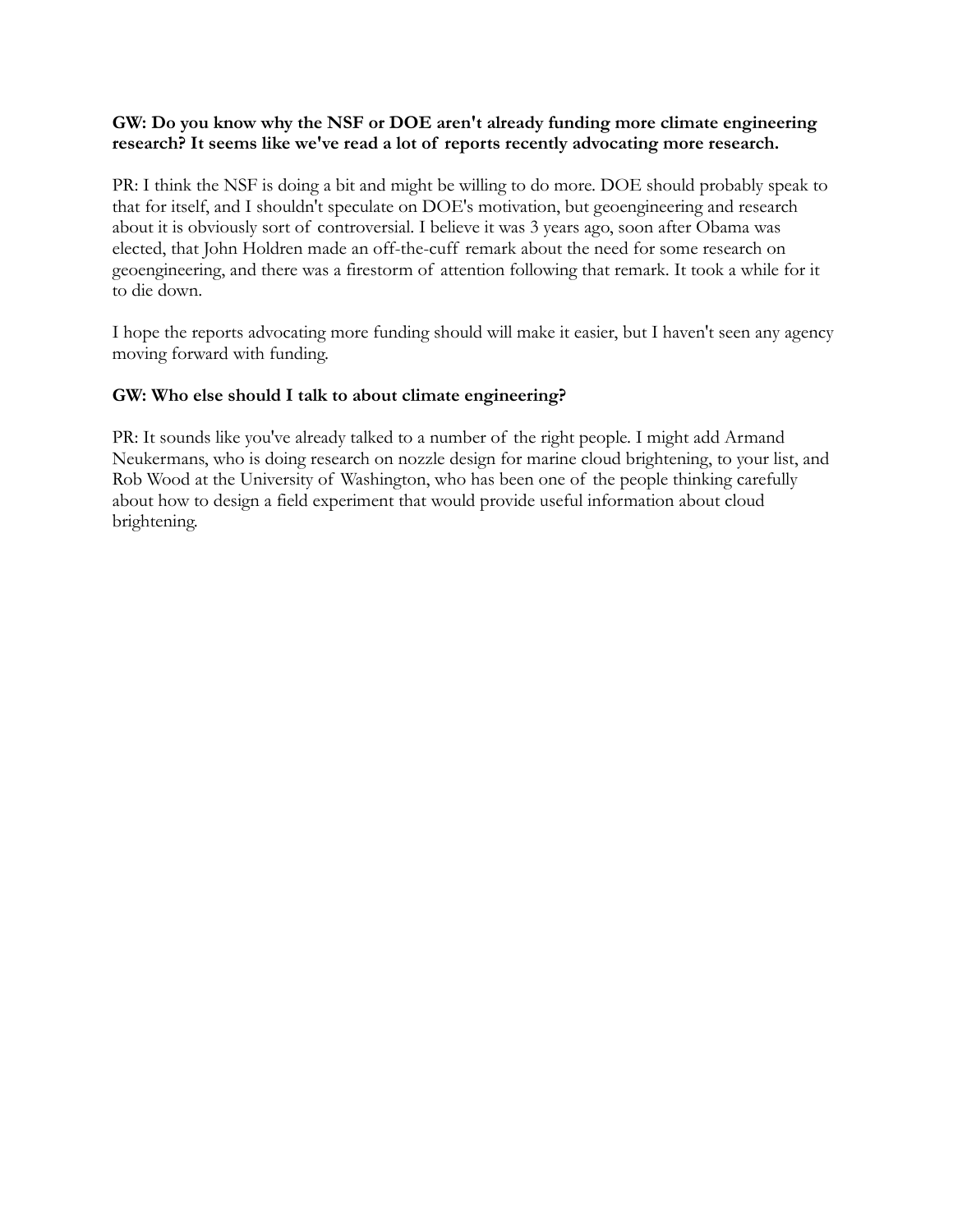**GW: Do you know why the NSF or DOE aren't already funding more climate engineering research? It seems like we've read a lot of reports recently advocating more research.**

PR: I think the NSF is doing a bit and might be willing to do more. DOE should probably speak to that for itself, and I shouldn't speculate on DOE's motivation, but geoengineering and research about it is obviously sort of controversial. I believe it was 3 years ago, soon after Obama was elected, that John Holdren made an off-the-cuff remark about the need for some research on geoengineering, and there was a firestorm of attention following that remark. It took a while for it to die down.

I hope the reports advocating more funding should will make it easier, but I haven't seen any agency moving forward with funding.

**GW: Who else should I talk to about climate engineering?**

PR: It sounds like you've already talked to a number of the right people. I might add Armand Neukermans, who is doing research on nozzle design for marine cloud brightening, to your list, and Rob Wood at the University of Washington, who has been one of the people thinking carefully about how to design a field experiment that would provide useful information about cloud brightening.